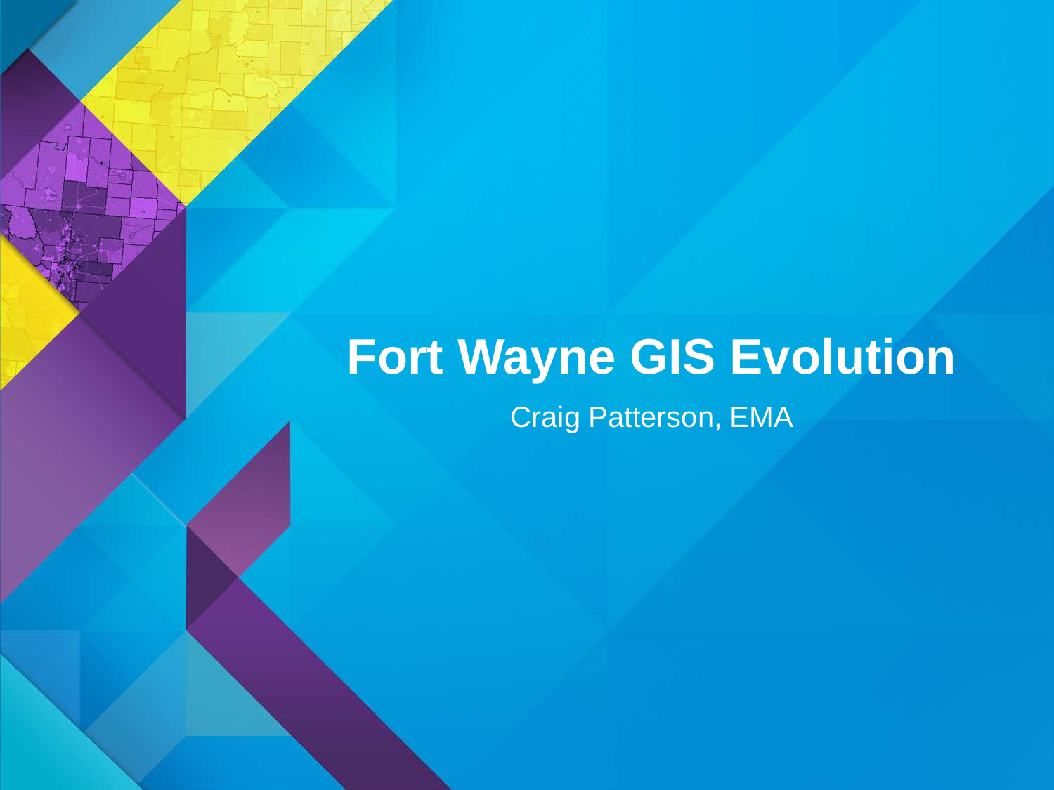# Fort Wayne GIS Evolution

Craig Patterson, EMA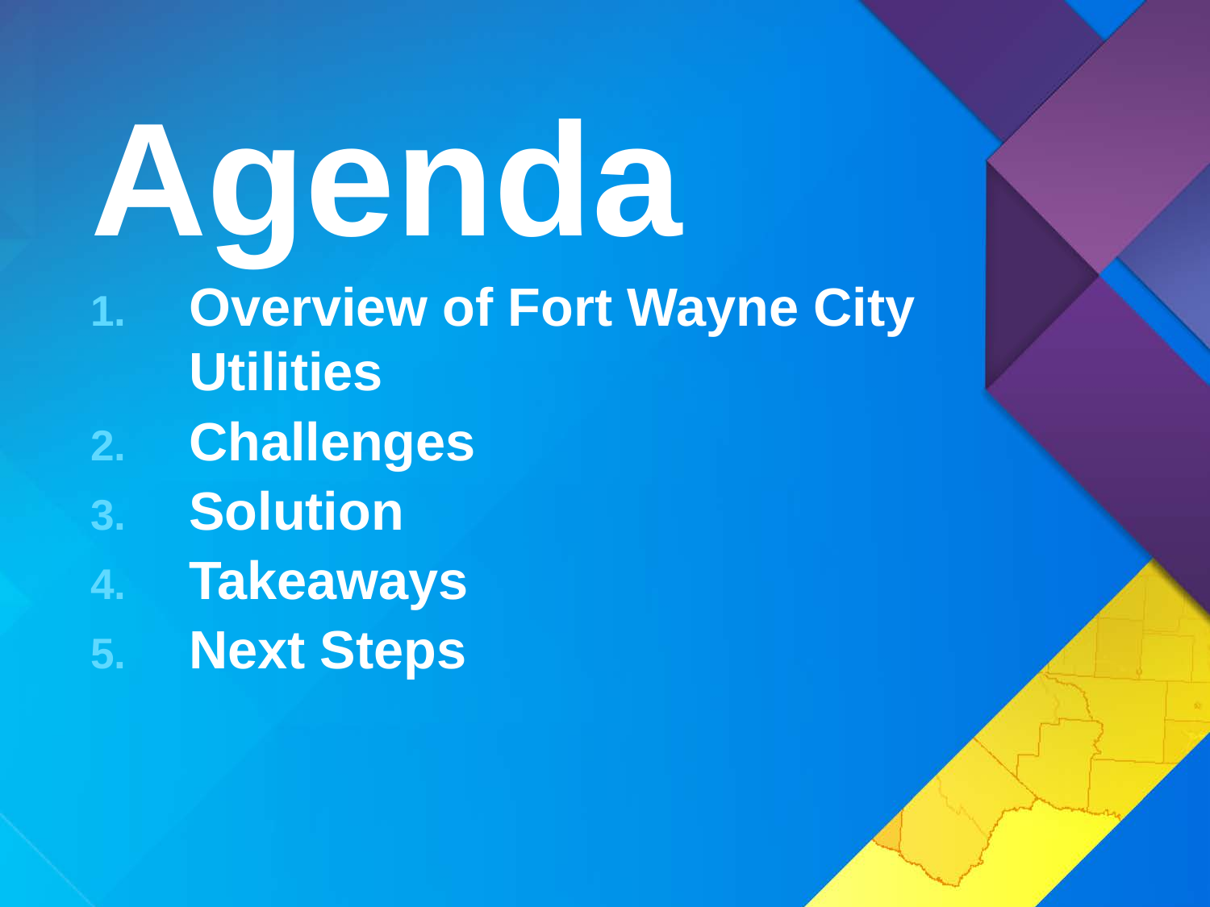# Agenda

1. **Overview of Fort Wayne City Utilities**
2. **Challenges**
3. **Solution**
4. **Takeaways**
5. **Next Steps**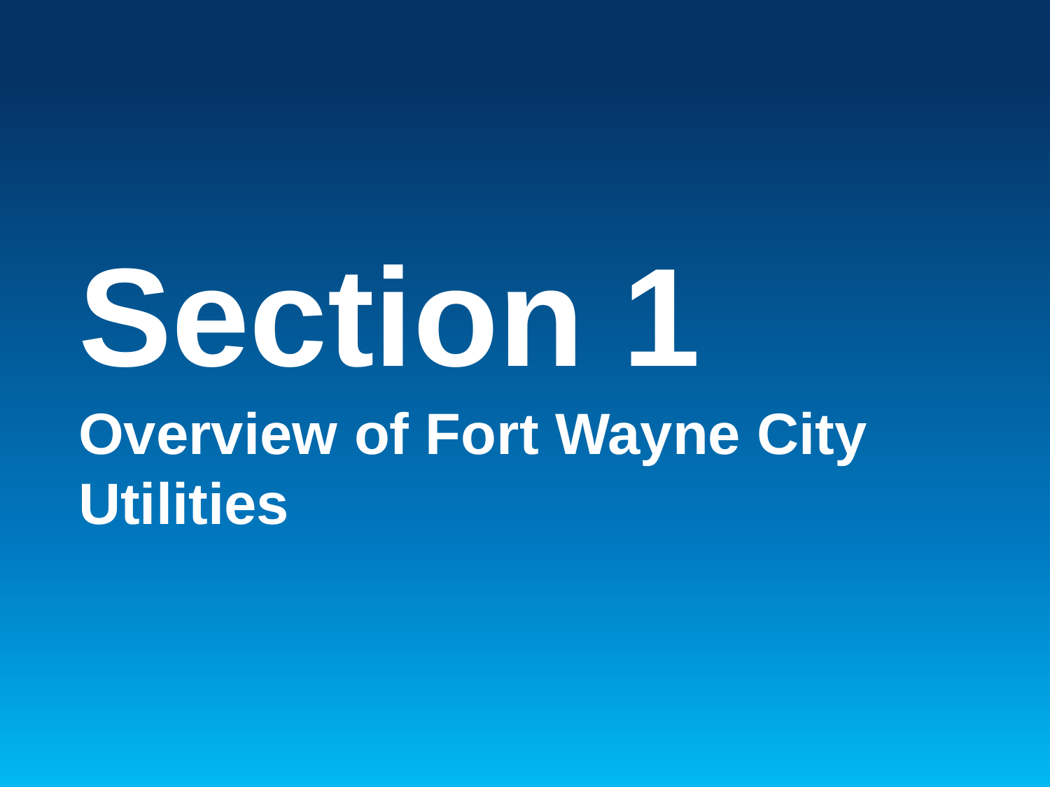# Section 1

## Overview of Fort Wayne City Utilities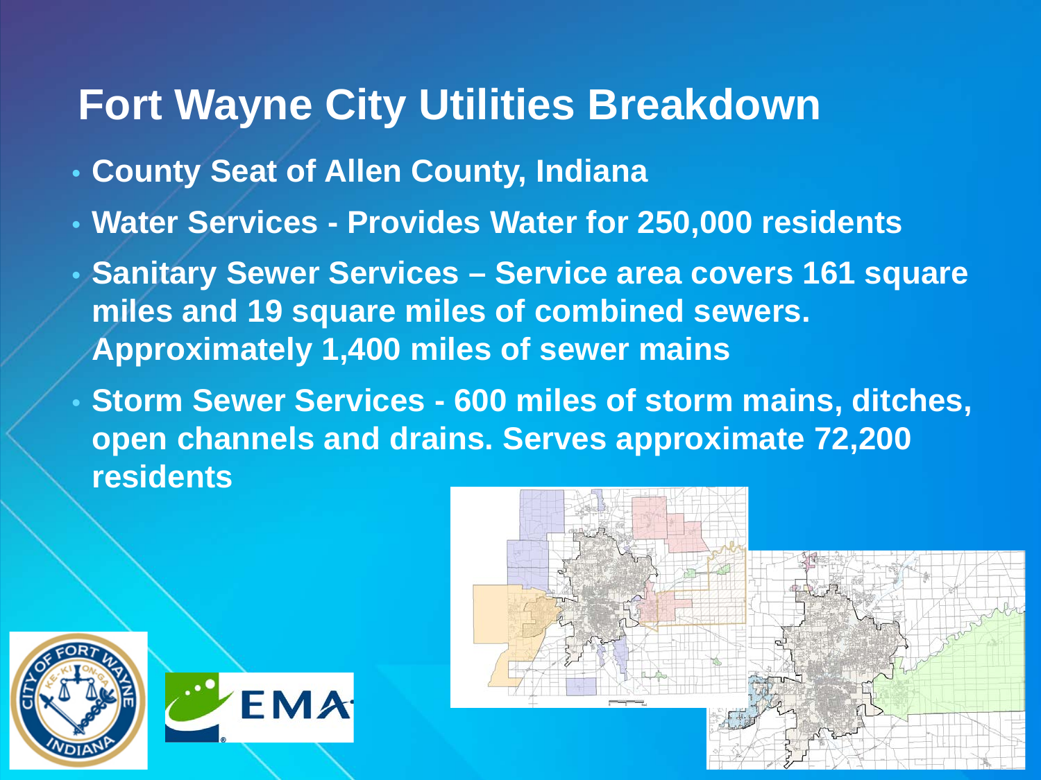# Fort Wayne City Utilities Breakdown

- **County Seat of Allen County, Indiana**
- **Water Services - Provides Water for 250,000 residents**
- **Sanitary Sewer Services – Service area covers 161 square miles and 19 square miles of combined sewers. Approximately 1,400 miles of sewer mains**
- **Storm Sewer Services - 600 miles of storm mains, ditches, open channels and drains. Serves approximate 72,200 residents**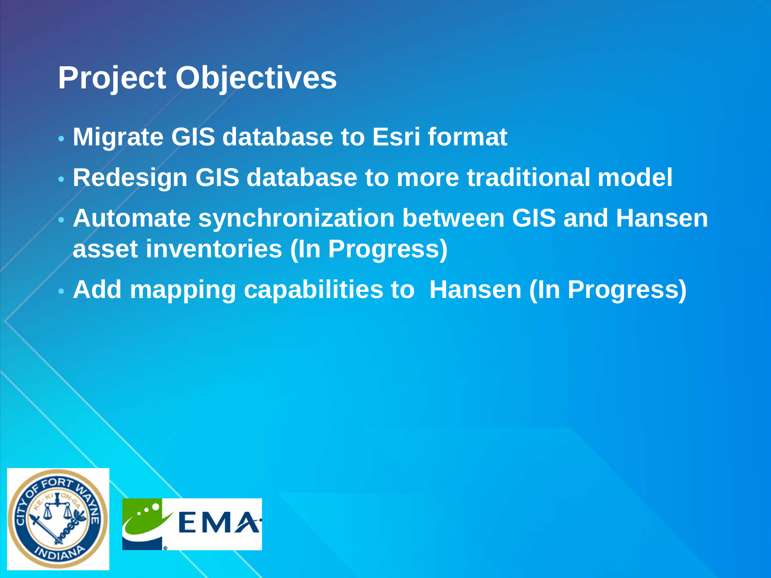# Project Objectives

- **Migrate GIS database to Esri format**
- **Redesign GIS database to more traditional model**
- **Automate synchronization between GIS and Hansen asset inventories (In Progress)**
- **Add mapping capabilities to Hansen (In Progress)**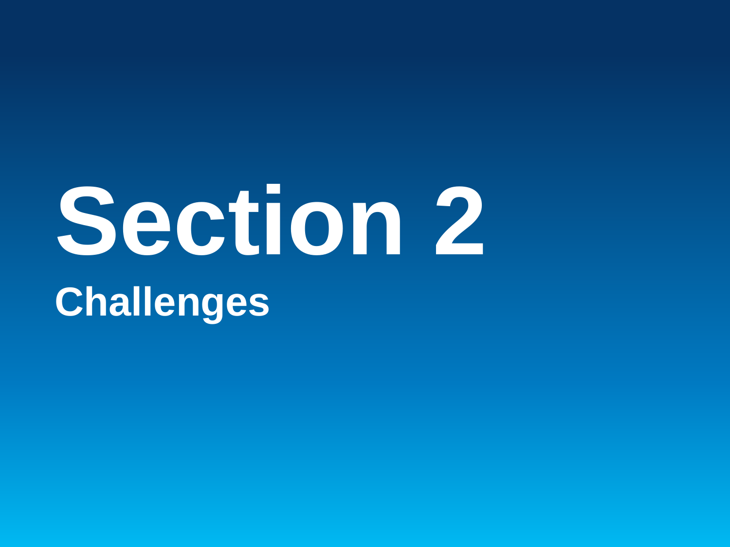# Section 2

## Challenges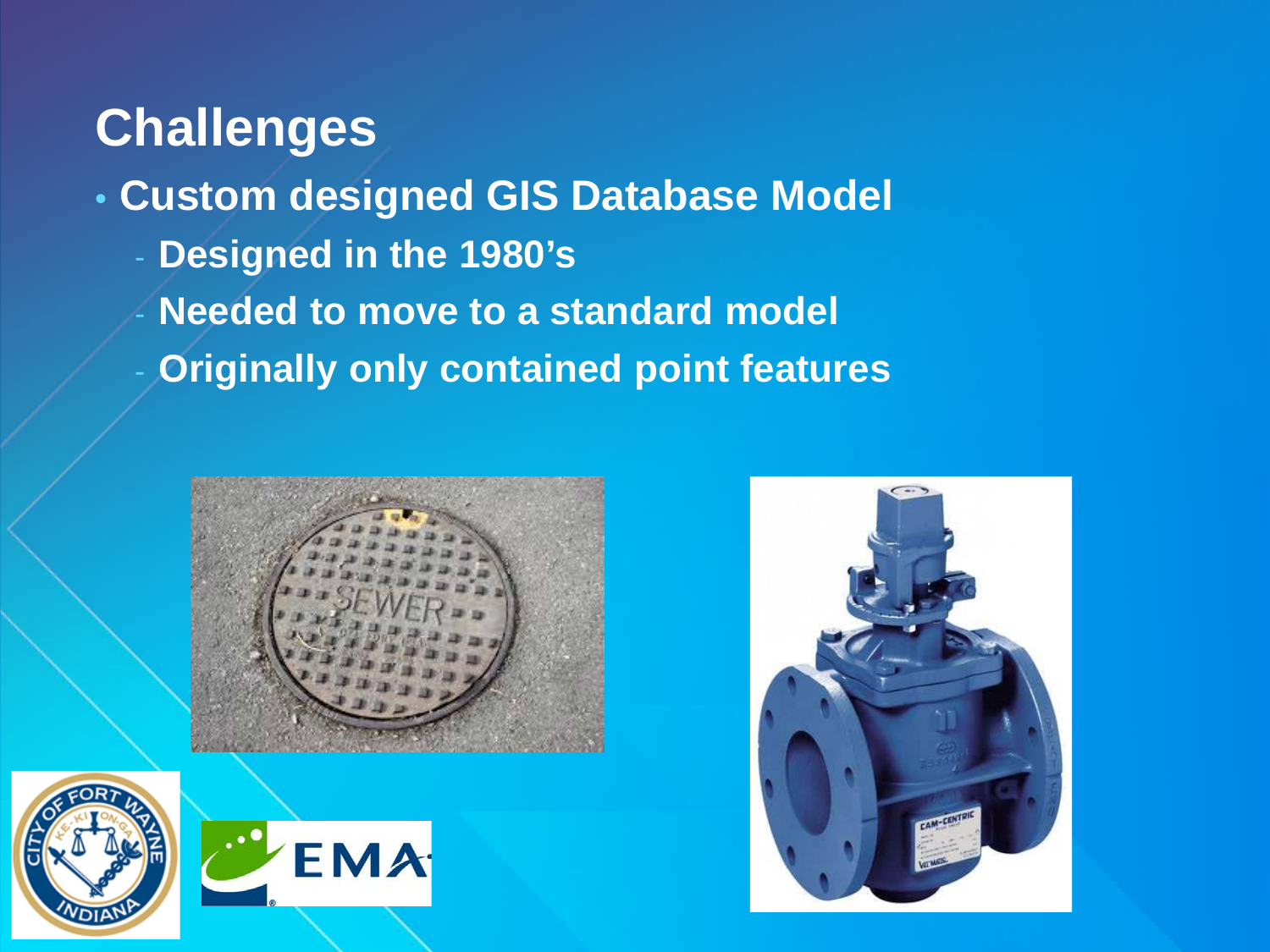# Challenges

- **Custom designed GIS Database Model**
  - **Designed in the 1980's**
  - **Needed to move to a standard model**
  - **Originally only contained point features**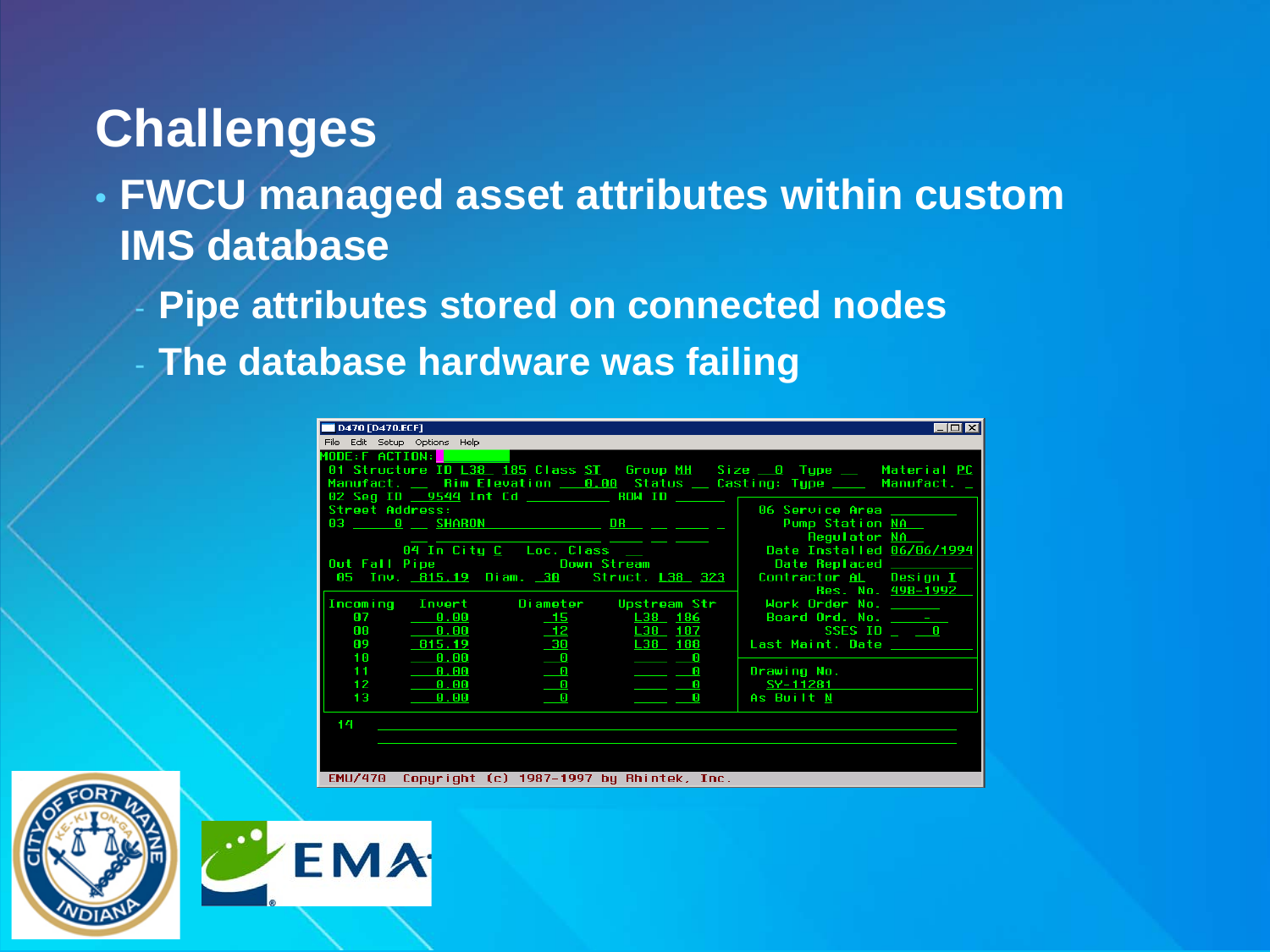# Challenges

- FWCU managed asset attributes within custom IMS database
  - Pipe attributes stored on connected nodes
  - The database hardware was failing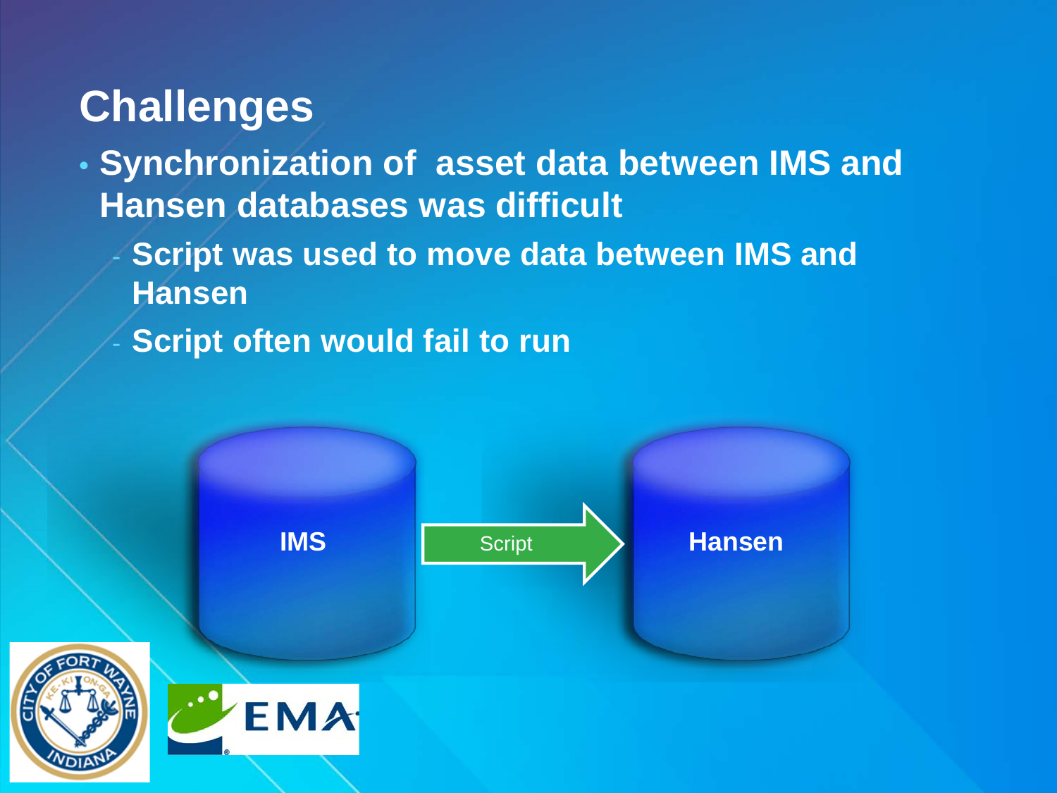## Challenges

- Synchronization of asset data between IMS and Hansen databases was difficult
  - Script was used to move data between IMS and Hansen
  - Script often would fail to run

IMS → Script → Hansen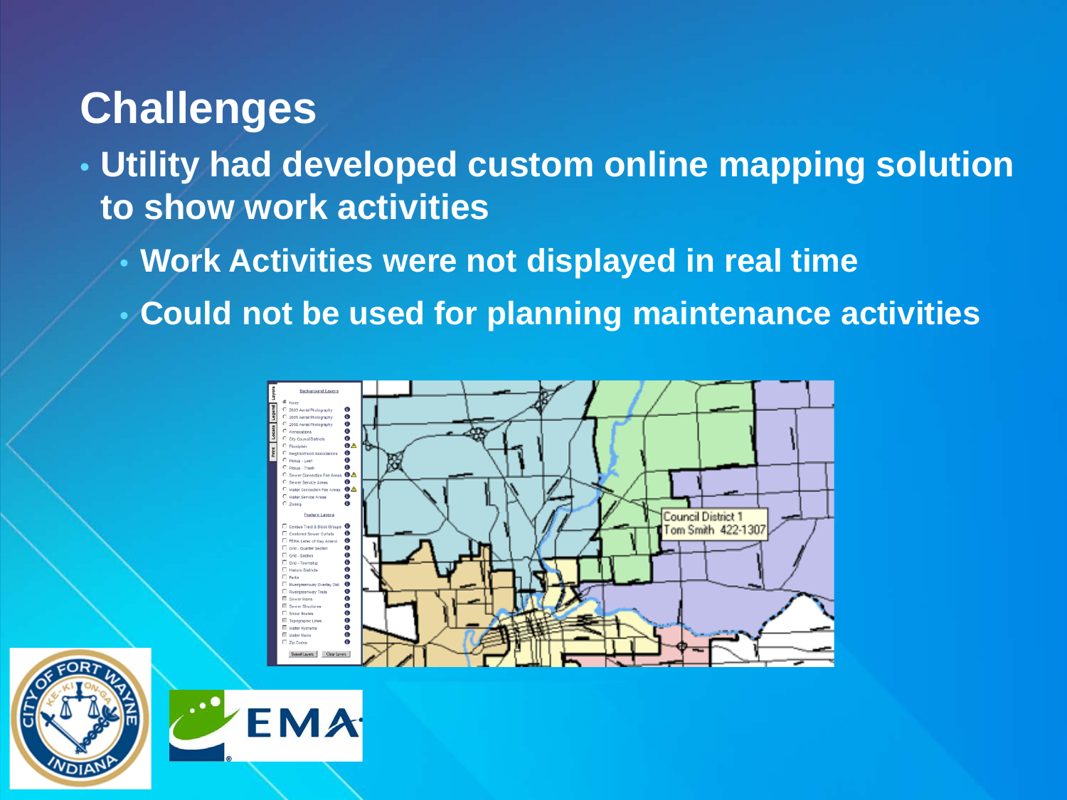# Challenges

- Utility had developed custom online mapping solution to show work activities
  - Work Activities were not displayed in real time
  - Could not be used for planning maintenance activities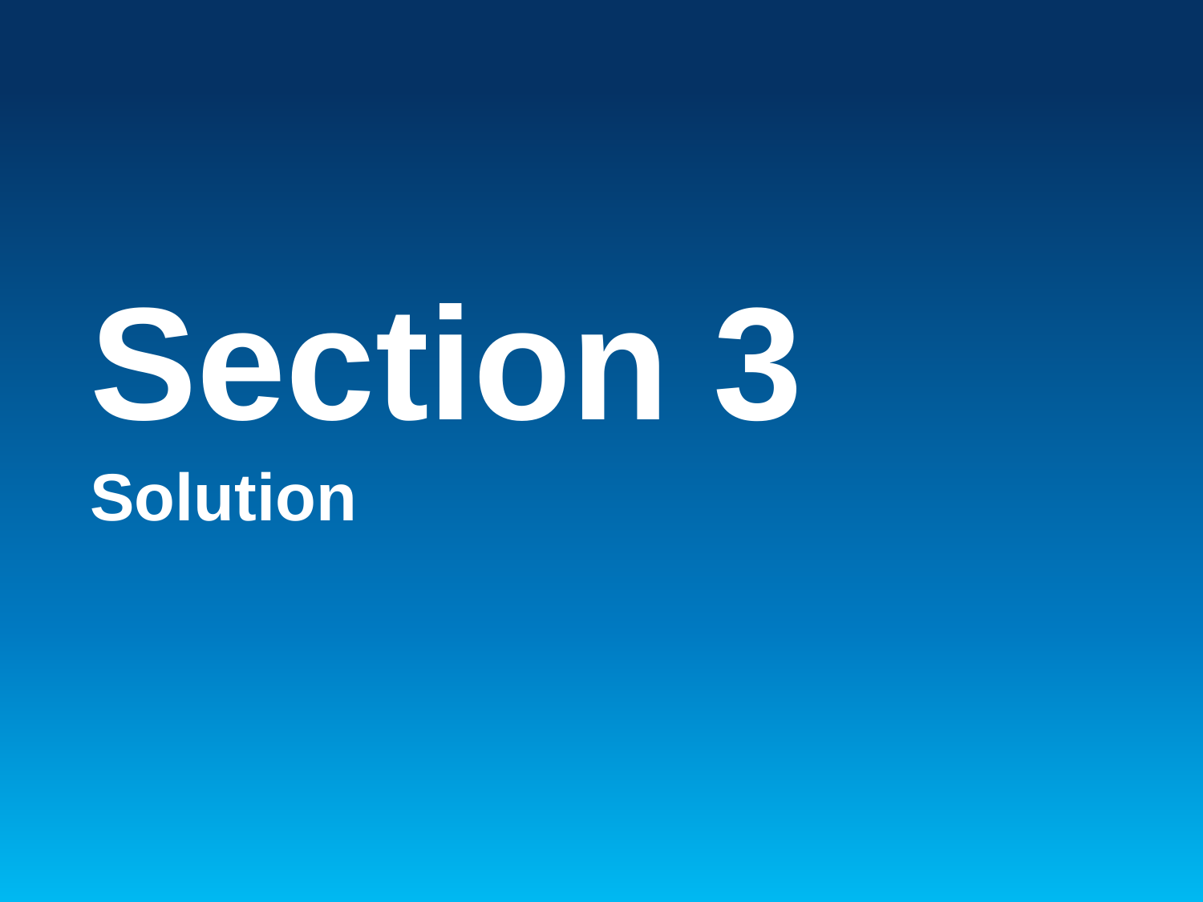# Section 3

## Solution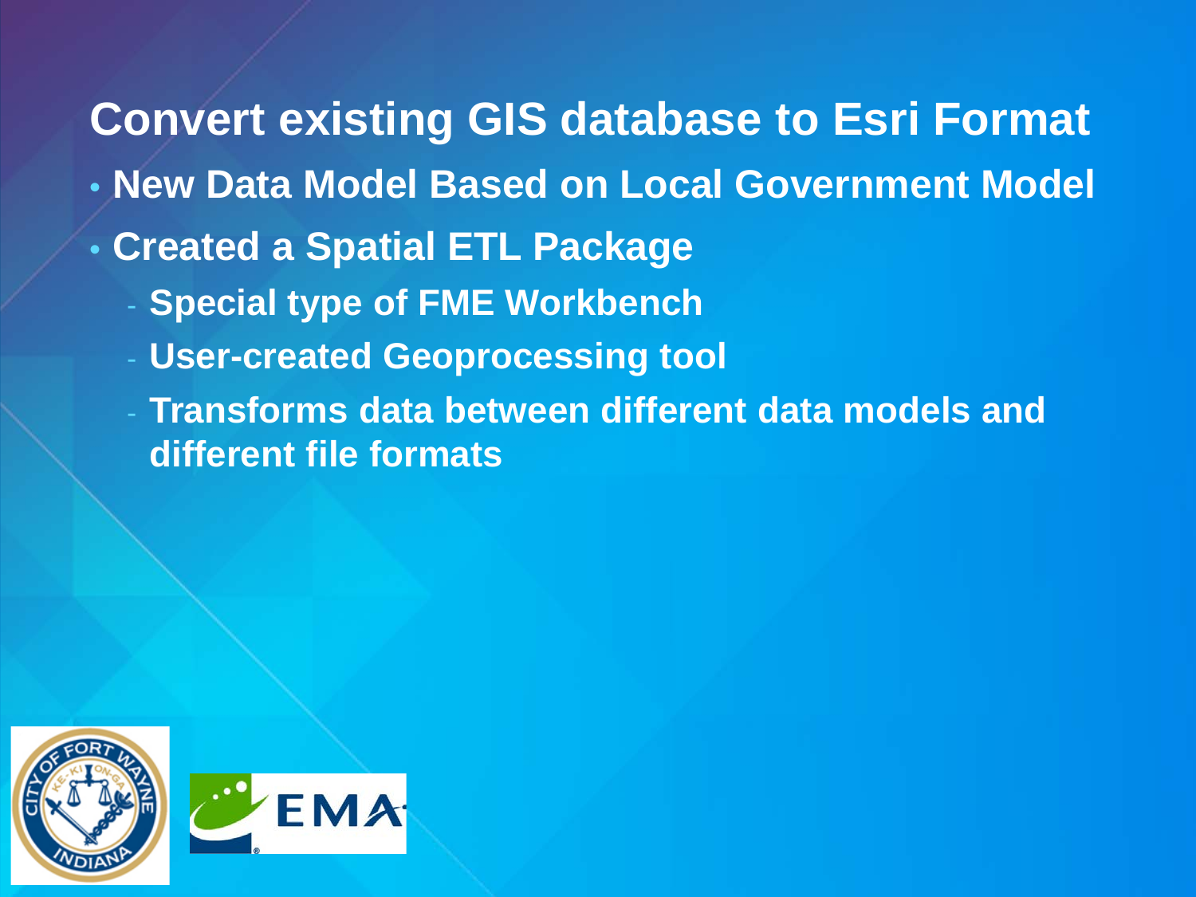# Convert existing GIS database to Esri Format

- New Data Model Based on Local Government Model
- Created a Spatial ETL Package
  - Special type of FME Workbench
  - User-created Geoprocessing tool
  - Transforms data between different data models and different file formats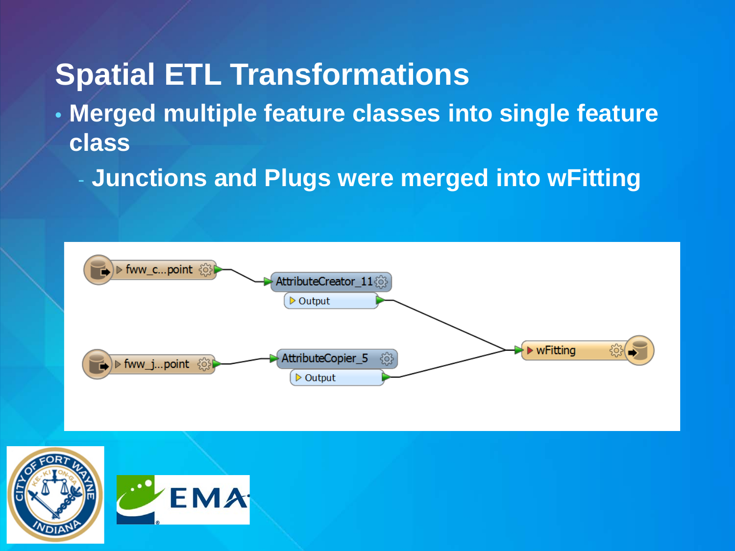# Spatial ETL Transformations

- Merged multiple feature classes into single feature class
  - Junctions and Plugs were merged into wFitting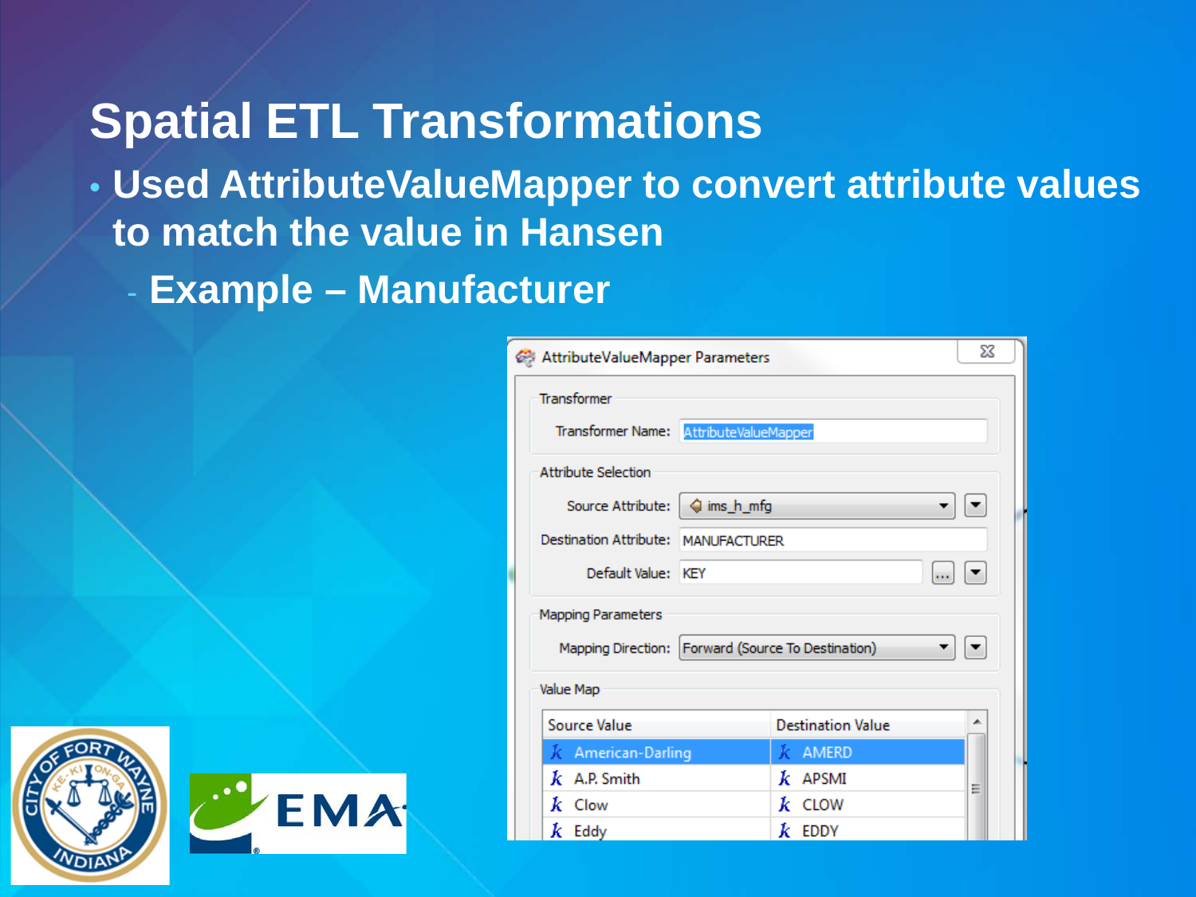# Spatial ETL Transformations

- Used AttributeValueMapper to convert attribute values to match the value in Hansen
  - Example – Manufacturer

AttributeValueMapper Parameters

Transformer

Transformer Name: AttributeValueMapper

Attribute Selection

Source Attribute: ims_h_mfg

Destination Attribute: MANUFACTURER

Default Value: KEY

Mapping Parameters

Mapping Direction: Forward (Source To Destination)

Value Map

| Source Value | Destination Value |
| --- | --- |
| American-Darling | AMERD |
| A.P. Smith | APSMI |
| Clow | CLOW |
| Eddy | EDDY |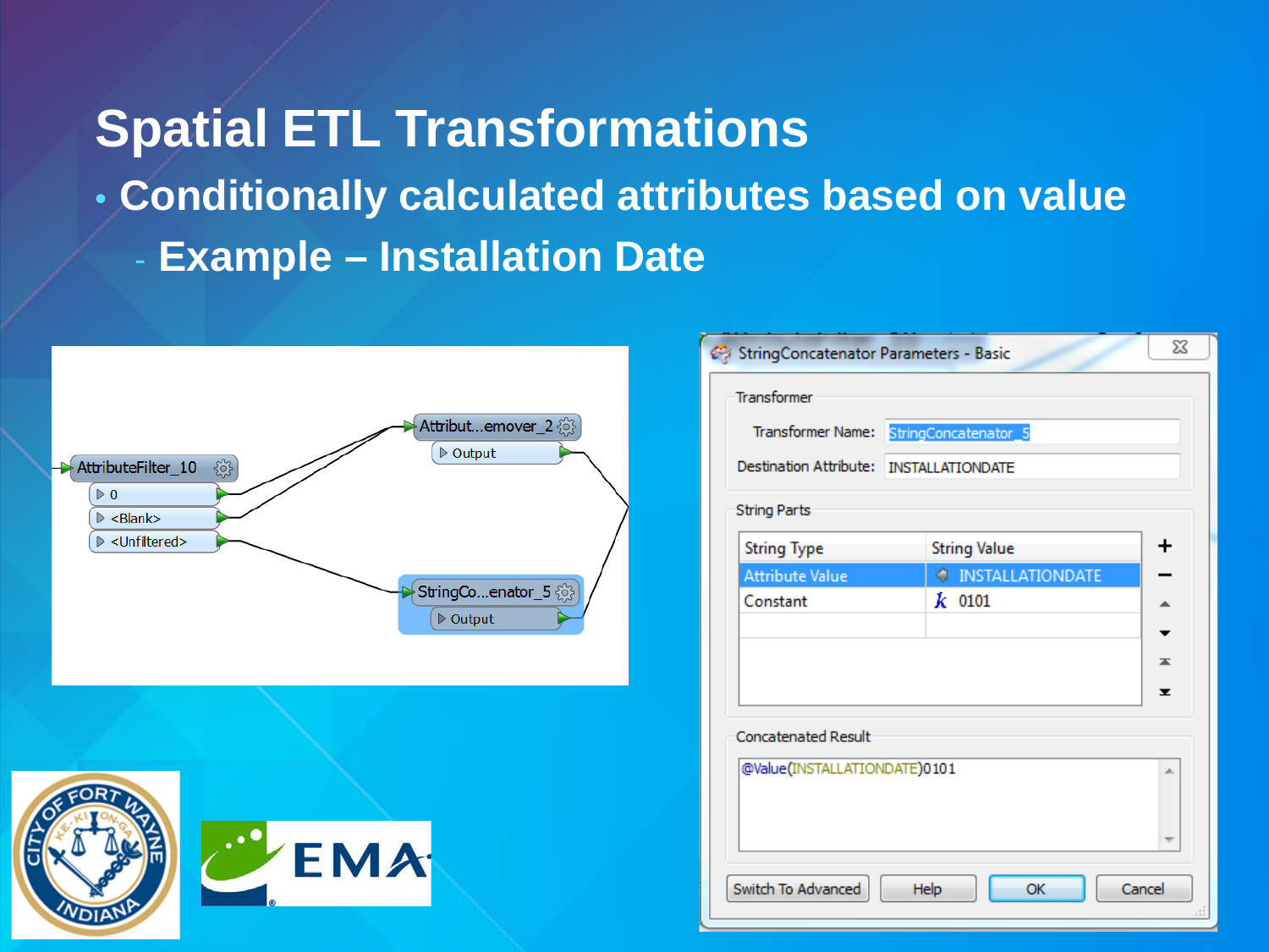# Spatial ETL Transformations

- Conditionally calculated attributes based on value
  - Example – Installation Date

AttributeFilter_10

- 0
- <Blank>
- <Unfiltered>

Attribut...emover_2

- Output

StringCo...enator_5

- Output

StringConcatenator Parameters - Basic

Transformer

Transformer Name: StringConcatenator_5

Destination Attribute: INSTALLATIONDATE

String Parts

| String Type | String Value |
|---|---|
| Attribute Value | INSTALLATIONDATE |
| Constant | 0101 |

Concatenated Result

@Value(INSTALLATIONDATE)0101

Switch To Advanced | Help | OK | Cancel

CITY OF FORT WAYNE INDIANA

EMA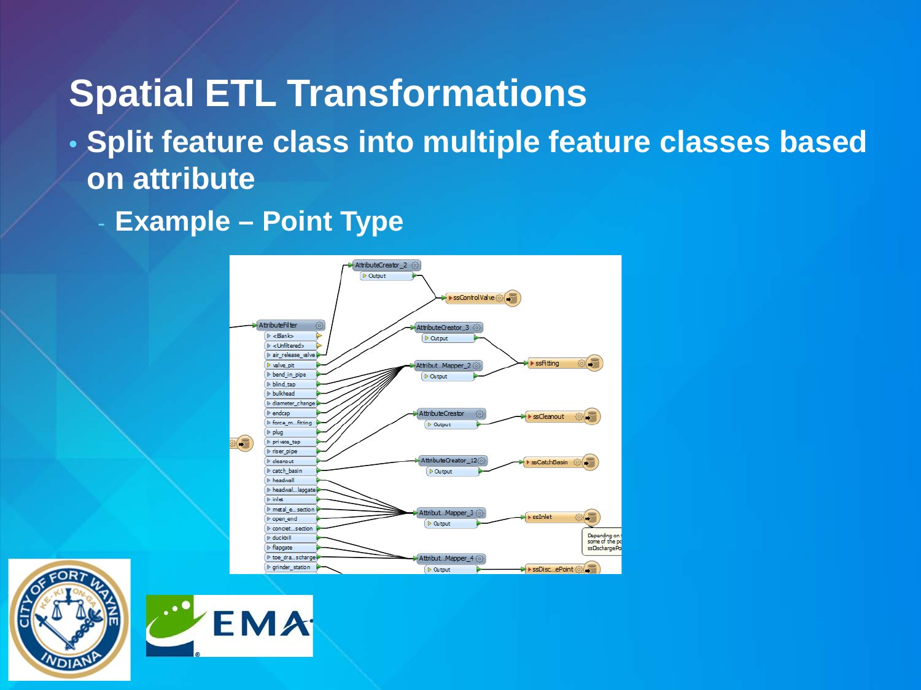# Spatial ETL Transformations

- Split feature class into multiple feature classes based on attribute
  - Example – Point Type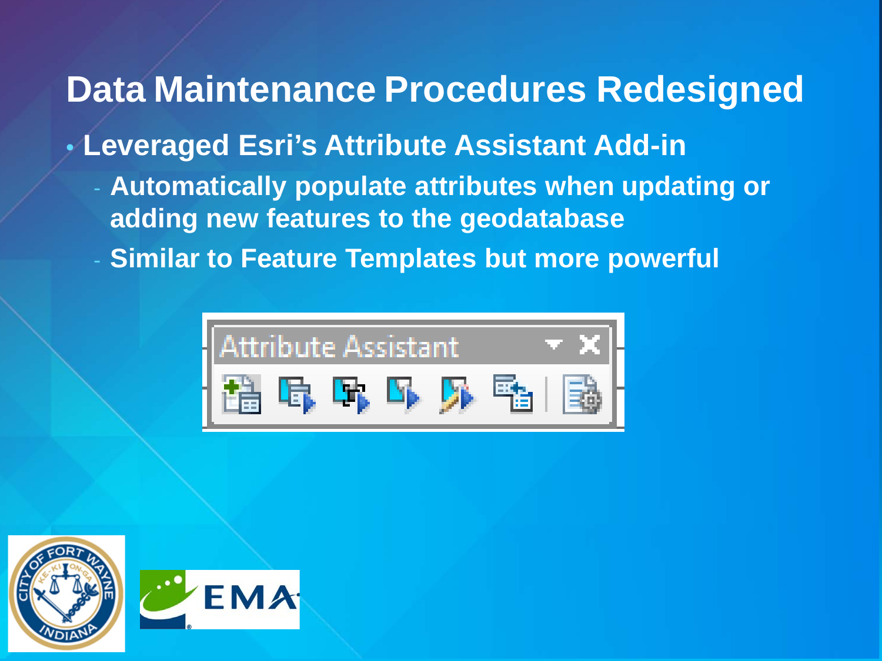# Data Maintenance Procedures Redesigned

- **Leveraged Esri's Attribute Assistant Add-in**
  - **Automatically populate attributes when updating or adding new features to the geodatabase**
  - **Similar to Feature Templates but more powerful**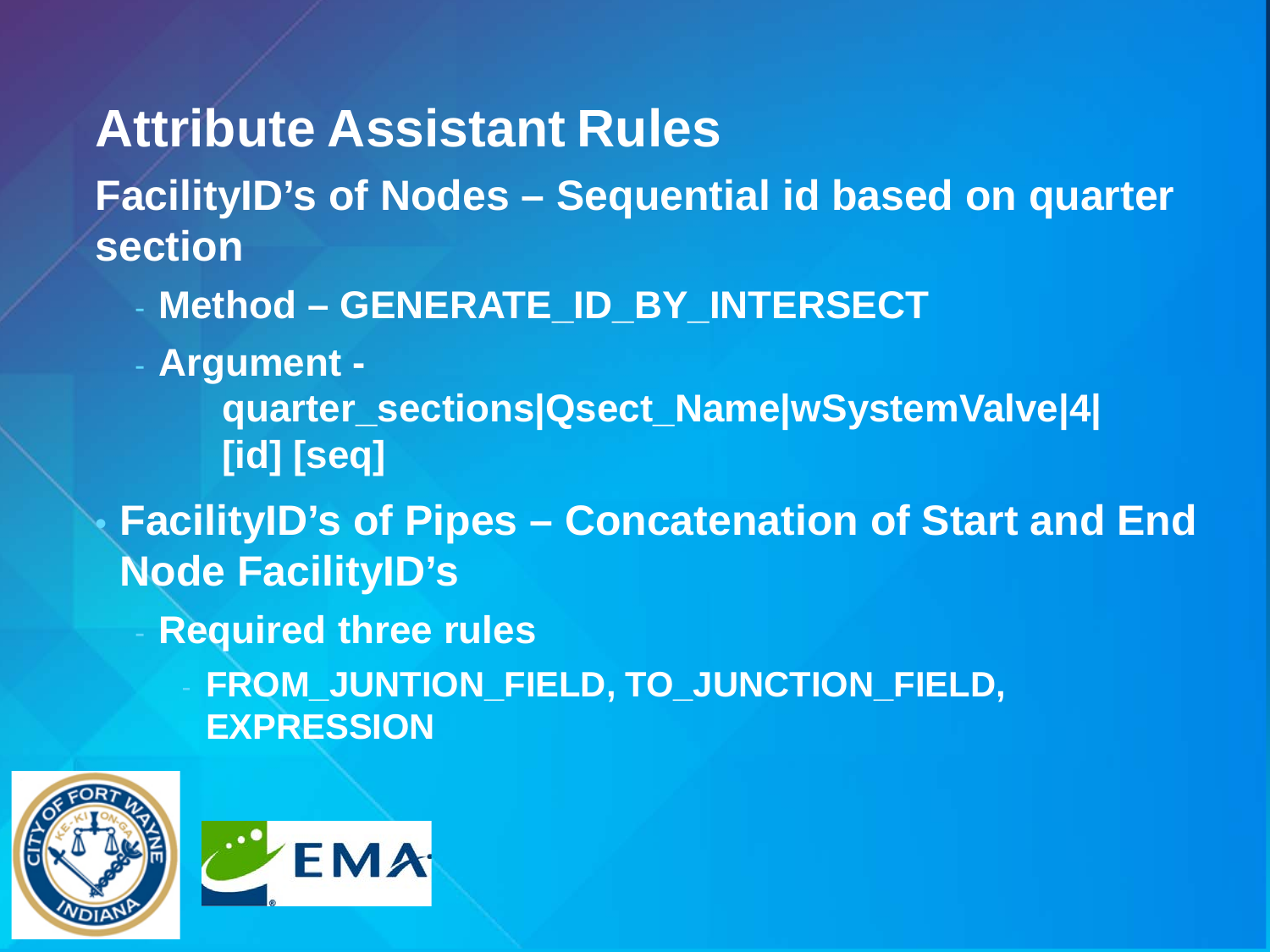# Attribute Assistant Rules

**FacilityID's of Nodes – Sequential id based on quarter section**

- **Method – GENERATE_ID_BY_INTERSECT**
- **Argument -**
  **quarter_sections|Qsect_Name|wSystemValve|4|[id] [seq]**

- **FacilityID's of Pipes – Concatenation of Start and End Node FacilityID's**
  - **Required three rules**
    - **FROM_JUNTION_FIELD, TO_JUNCTION_FIELD, EXPRESSION**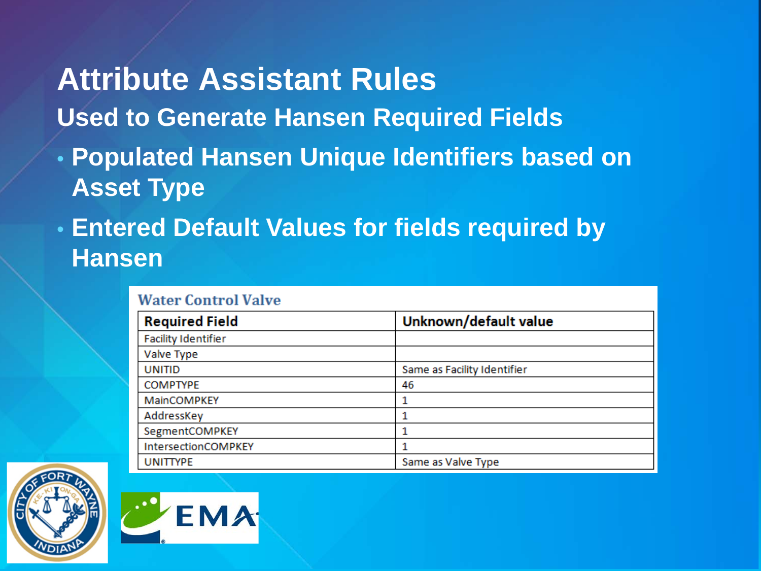# Attribute Assistant Rules

## Used to Generate Hansen Required Fields

- **Populated Hansen Unique Identifiers based on Asset Type**
- **Entered Default Values for fields required by Hansen**

**Water Control Valve**

| Required Field | Unknown/default value |
| --- | --- |
| Facility Identifier | |
| Valve Type | |
| UNITID | Same as Facility Identifier |
| COMPTYPE | 46 |
| MainCOMPKEY | 1 |
| AddressKey | 1 |
| SegmentCOMPKEY | 1 |
| IntersectionCOMPKEY | 1 |
| UNITTYPE | Same as Valve Type |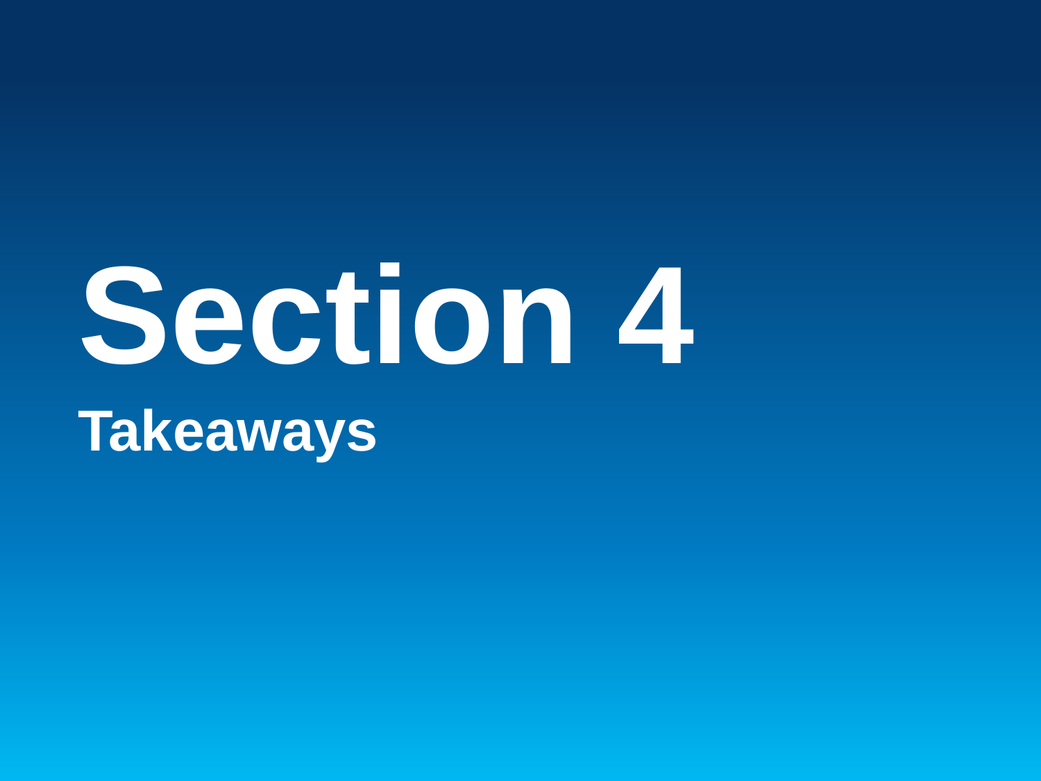# Section 4

## Takeaways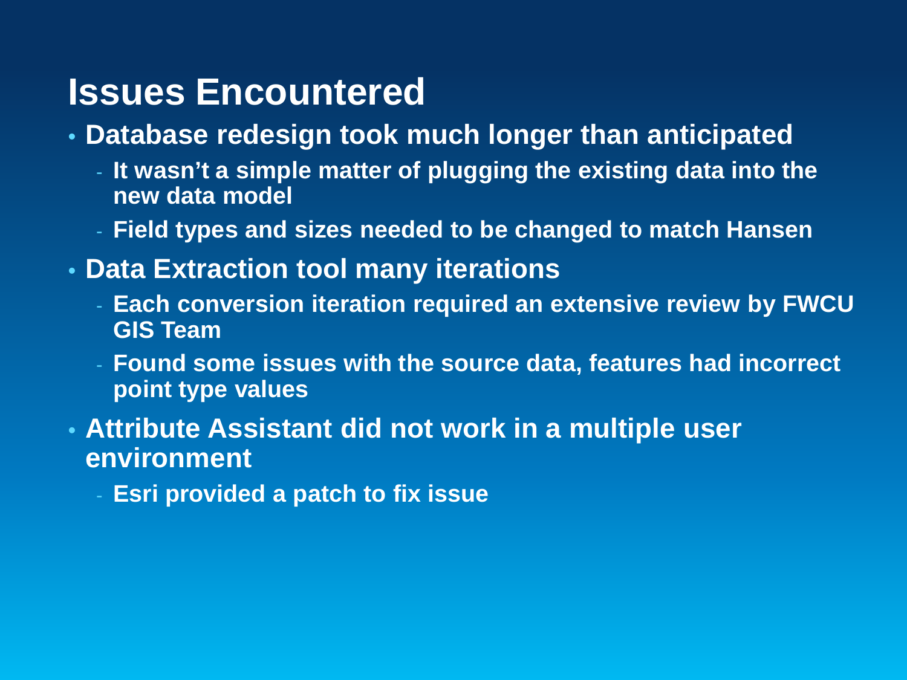# Issues Encountered

- **Database redesign took much longer than anticipated**
  - **It wasn't a simple matter of plugging the existing data into the new data model**
  - **Field types and sizes needed to be changed to match Hansen**
- **Data Extraction tool many iterations**
  - **Each conversion iteration required an extensive review by FWCU GIS Team**
  - **Found some issues with the source data, features had incorrect point type values**
- **Attribute Assistant did not work in a multiple user environment**
  - **Esri provided a patch to fix issue**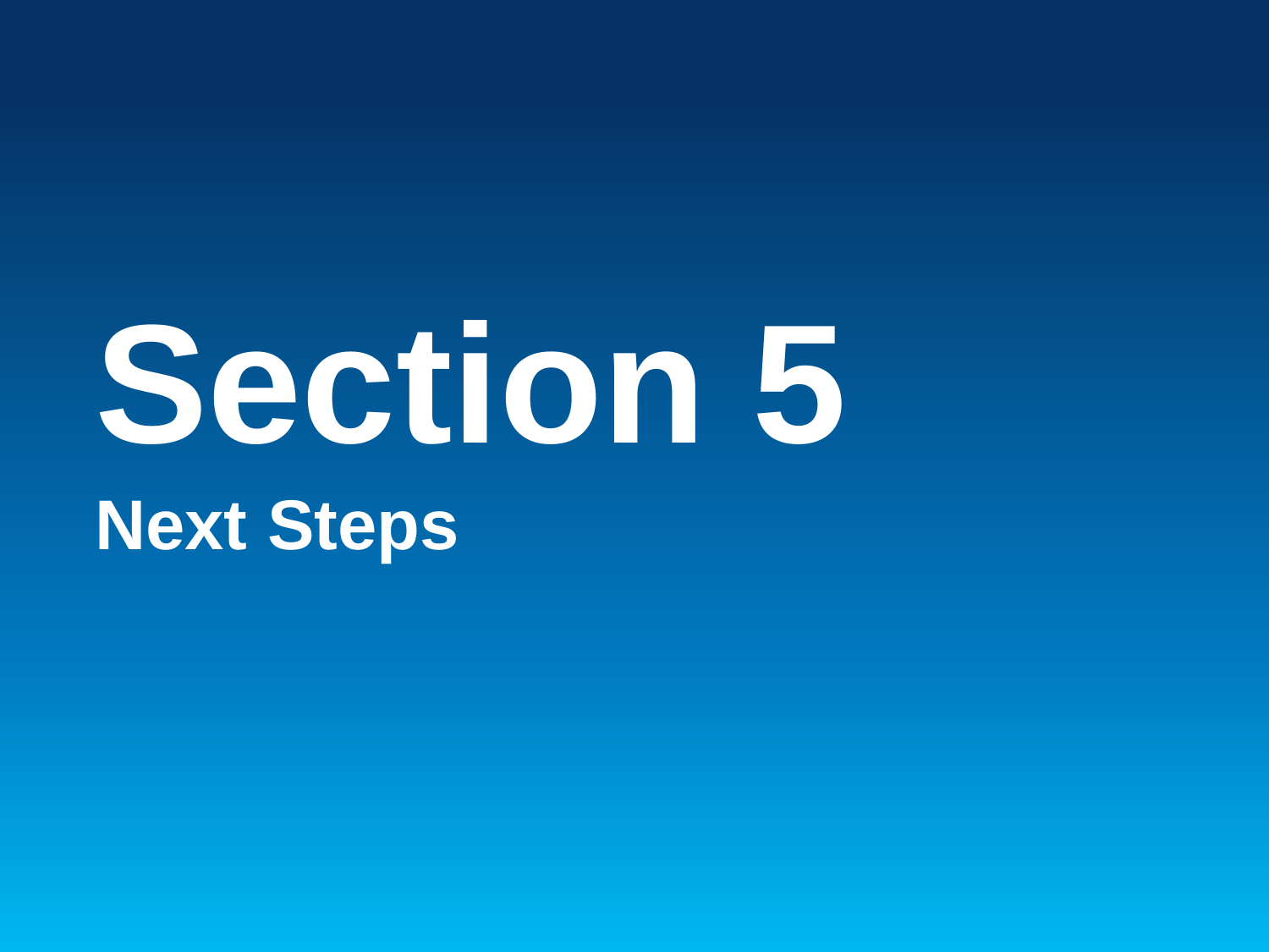# Section 5

## Next Steps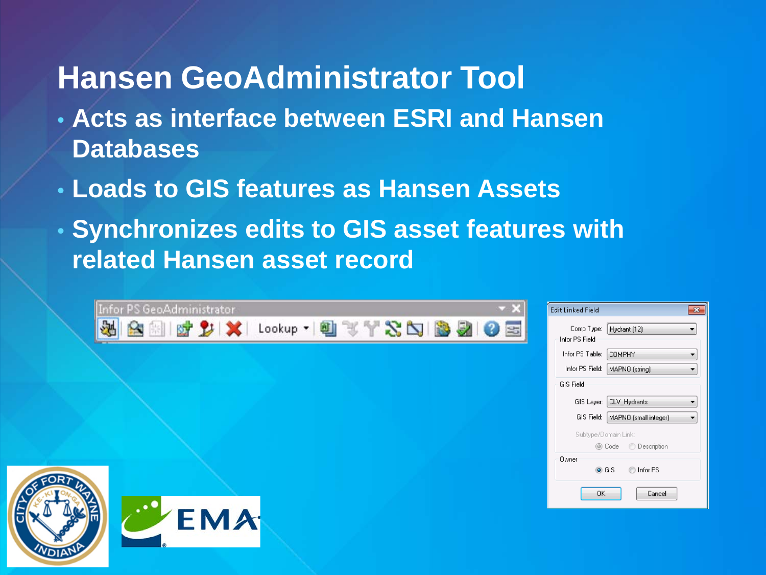# Hansen GeoAdministrator Tool

- Acts as interface between ESRI and Hansen Databases
- Loads to GIS features as Hansen Assets
- Synchronizes edits to GIS asset features with related Hansen asset record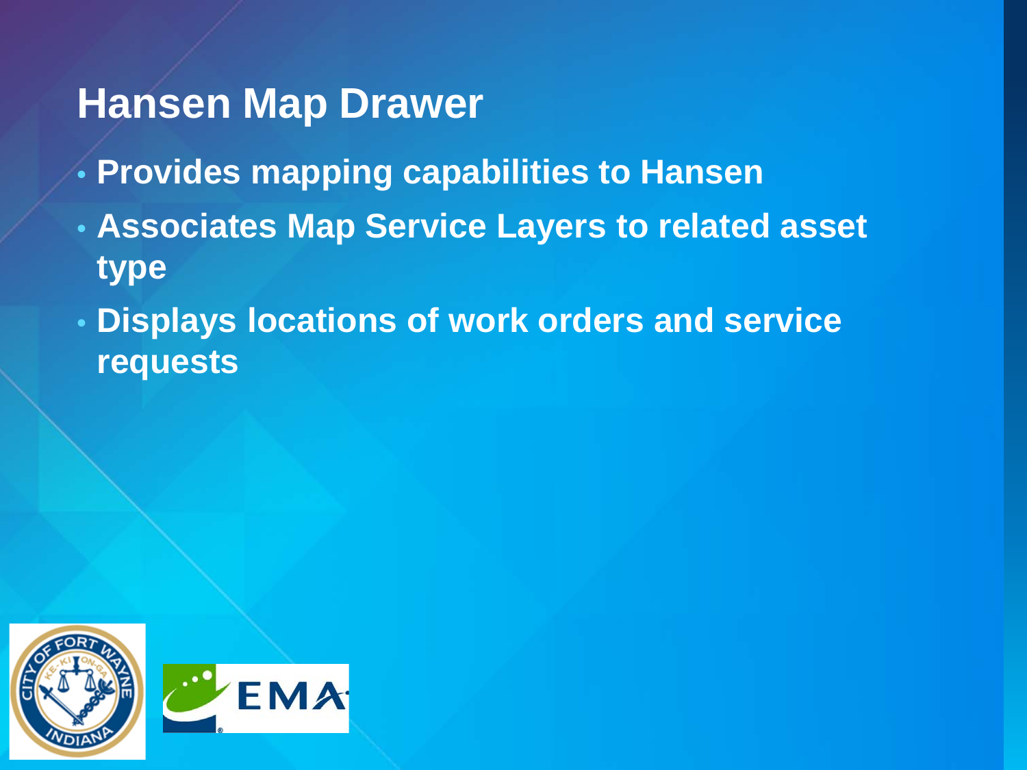# Hansen Map Drawer

- **Provides mapping capabilities to Hansen**
- **Associates Map Service Layers to related asset type**
- **Displays locations of work orders and service requests**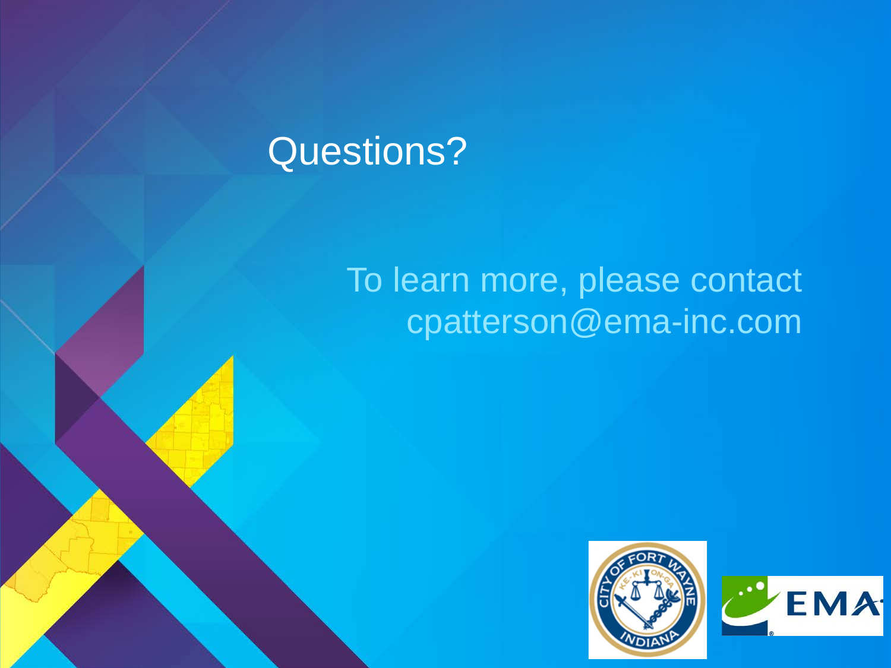# Questions?

To learn more, please contact cpatterson@ema-inc.com